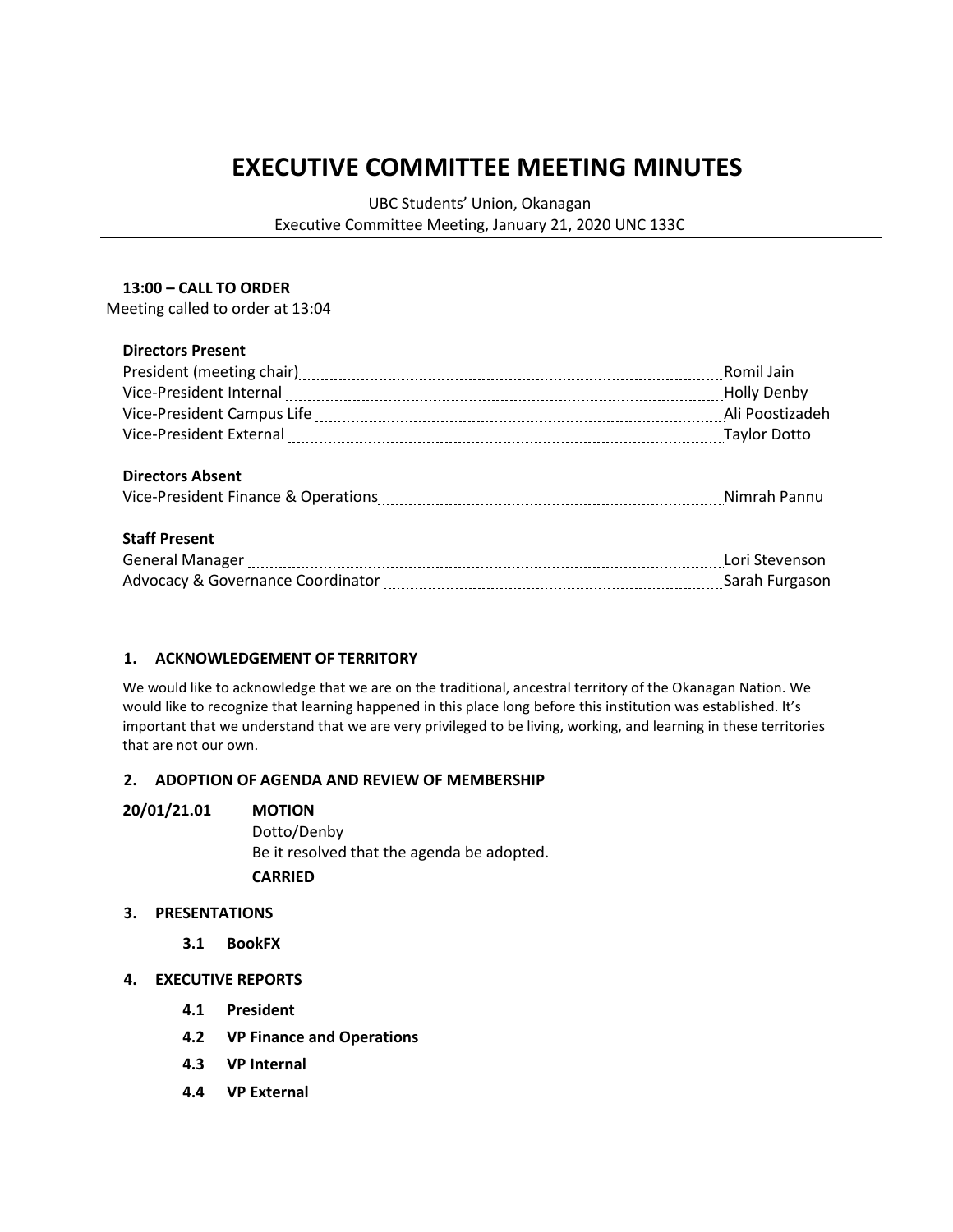# EXECUTIVE COMMITTEE MEETING MINUTES

UBC Students' Union, Okanagan
Executive Committee Meeting, January 21, 2020 UNC 133C

---

**13:00 – CALL TO ORDER**

Meeting called to order at 13:04

**Directors Present**

| | |
|---|---|
| President (meeting chair) | Romil Jain |
| Vice-President Internal | Holly Denby |
| Vice-President Campus Life | Ali Poostizadeh |
| Vice-President External | Taylor Dotto |

**Directors Absent**

| | |
|---|---|
| Vice-President Finance & Operations | Nimrah Pannu |

**Staff Present**

| | |
|---|---|
| General Manager | Lori Stevenson |
| Advocacy & Governance Coordinator | Sarah Furgason |

## 1. ACKNOWLEDGEMENT OF TERRITORY

We would like to acknowledge that we are on the traditional, ancestral territory of the Okanagan Nation. We would like to recognize that learning happened in this place long before this institution was established. It's important that we understand that we are very privileged to be living, working, and learning in these territories that are not our own.

## 2. ADOPTION OF AGENDA AND REVIEW OF MEMBERSHIP

**20/01/21.01** **MOTION**

Dotto/Denby

Be it resolved that the agenda be adopted.

**CARRIED**

## 3. PRESENTATIONS

**3.1 BookFX**

## 4. EXECUTIVE REPORTS

**4.1 President**

**4.2 VP Finance and Operations**

**4.3 VP Internal**

**4.4 VP External**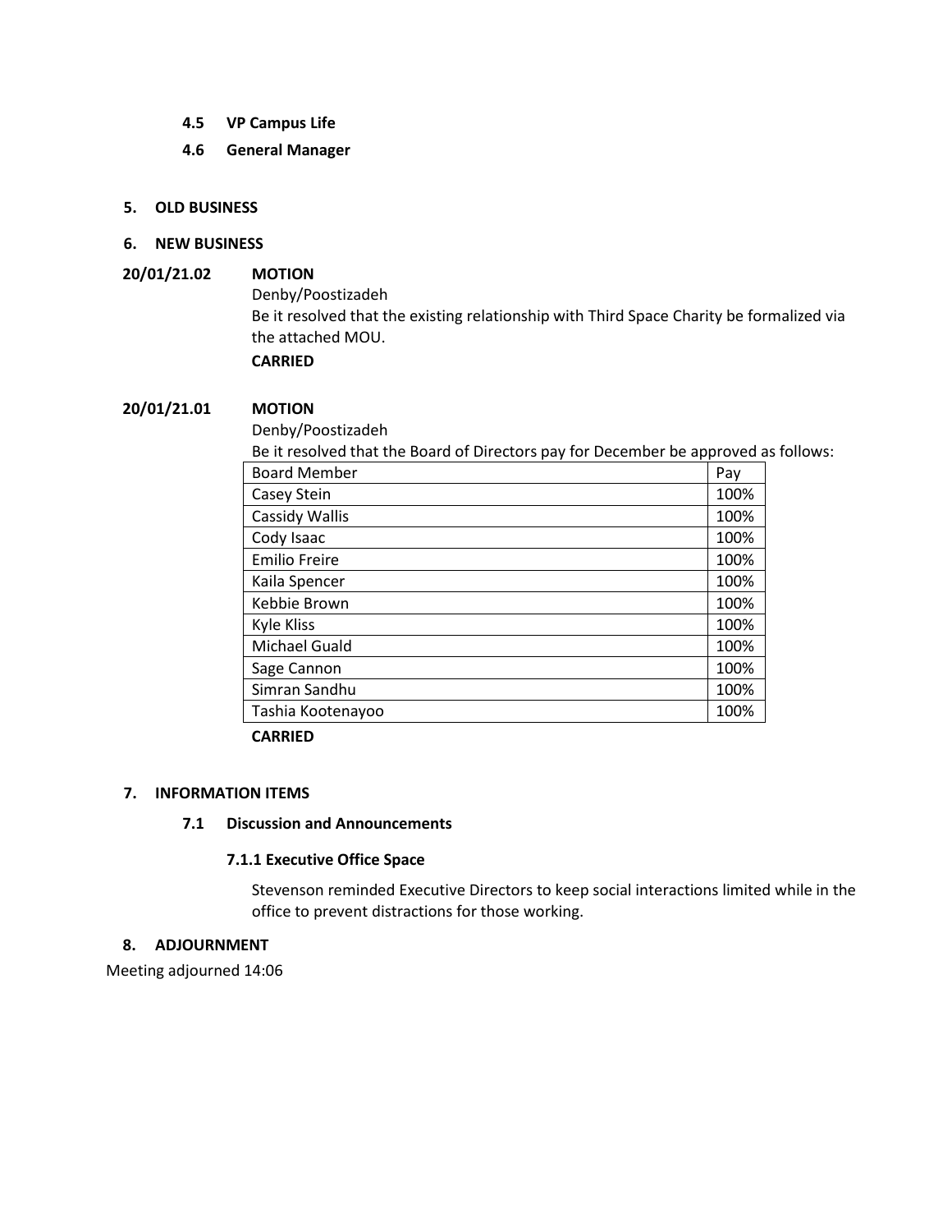**4.5 VP Campus Life**

**4.6 General Manager**

## 5. OLD BUSINESS

## 6. NEW BUSINESS

**20/01/21.02 MOTION**

Denby/Poostizadeh

Be it resolved that the existing relationship with Third Space Charity be formalized via the attached MOU.

**CARRIED**

**20/01/21.01 MOTION**

Denby/Poostizadeh

Be it resolved that the Board of Directors pay for December be approved as follows:

| Board Member | Pay |
| --- | --- |
| Casey Stein | 100% |
| Cassidy Wallis | 100% |
| Cody Isaac | 100% |
| Emilio Freire | 100% |
| Kaila Spencer | 100% |
| Kebbie Brown | 100% |
| Kyle Kliss | 100% |
| Michael Guald | 100% |
| Sage Cannon | 100% |
| Simran Sandhu | 100% |
| Tashia Kootenayoo | 100% |

**CARRIED**

## 7. INFORMATION ITEMS

### 7.1 Discussion and Announcements

#### 7.1.1 Executive Office Space

Stevenson reminded Executive Directors to keep social interactions limited while in the office to prevent distractions for those working.

## 8. ADJOURNMENT

Meeting adjourned 14:06